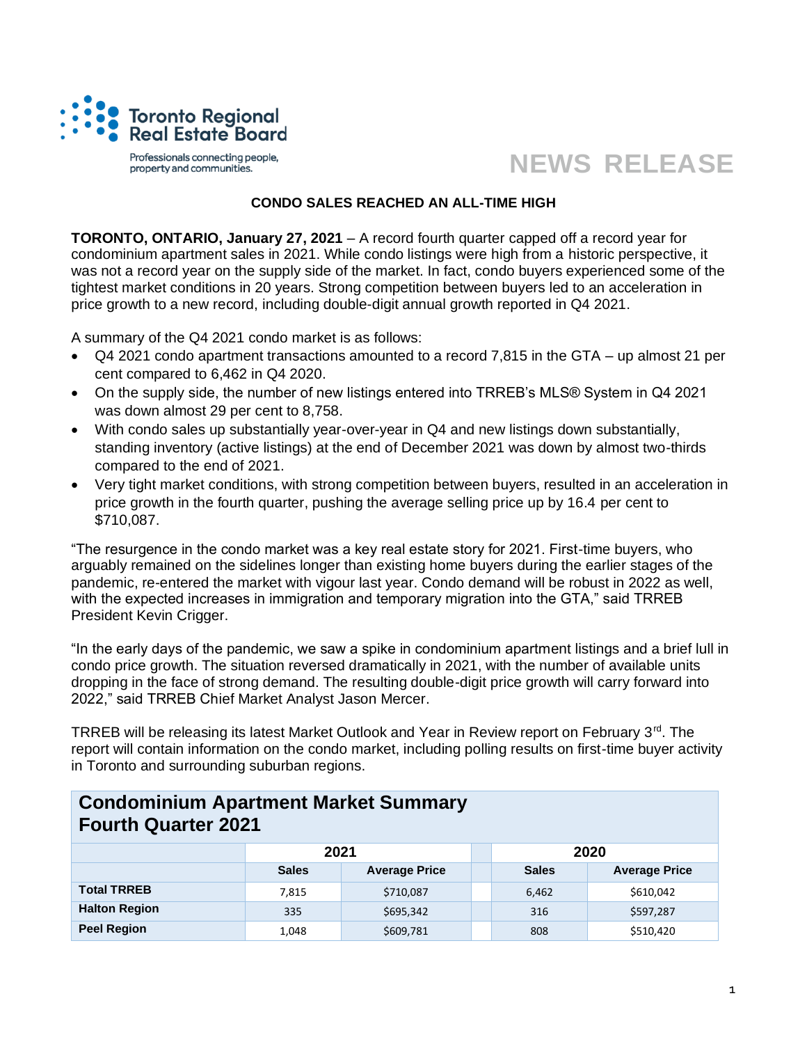Toronto Regional Real Estate Board

Professionals connecting people, property and communities.

# NEWS RELEASE

## CONDO SALES REACHED AN ALL-TIME HIGH

**TORONTO, ONTARIO, January 27, 2021** – A record fourth quarter capped off a record year for condominium apartment sales in 2021. While condo listings were high from a historic perspective, it was not a record year on the supply side of the market. In fact, condo buyers experienced some of the tightest market conditions in 20 years. Strong competition between buyers led to an acceleration in price growth to a new record, including double-digit annual growth reported in Q4 2021.

A summary of the Q4 2021 condo market is as follows:

- Q4 2021 condo apartment transactions amounted to a record 7,815 in the GTA – up almost 21 per cent compared to 6,462 in Q4 2020.
- On the supply side, the number of new listings entered into TRREB's MLS® System in Q4 2021 was down almost 29 per cent to 8,758.
- With condo sales up substantially year-over-year in Q4 and new listings down substantially, standing inventory (active listings) at the end of December 2021 was down by almost two-thirds compared to the end of 2021.
- Very tight market conditions, with strong competition between buyers, resulted in an acceleration in price growth in the fourth quarter, pushing the average selling price up by 16.4 per cent to $710,087.

"The resurgence in the condo market was a key real estate story for 2021. First-time buyers, who arguably remained on the sidelines longer than existing home buyers during the earlier stages of the pandemic, re-entered the market with vigour last year. Condo demand will be robust in 2022 as well, with the expected increases in immigration and temporary migration into the GTA," said TRREB President Kevin Crigger.

"In the early days of the pandemic, we saw a spike in condominium apartment listings and a brief lull in condo price growth. The situation reversed dramatically in 2021, with the number of available units dropping in the face of strong demand. The resulting double-digit price growth will carry forward into 2022," said TRREB Chief Market Analyst Jason Mercer.

TRREB will be releasing its latest Market Outlook and Year in Review report on February 3rd. The report will contain information on the condo market, including polling results on first-time buyer activity in Toronto and surrounding suburban regions.

## Condominium Apartment Market Summary Fourth Quarter 2021

| | 2021 | | | 2020 | |
|---|---|---|---|---|---|
| | Sales | Average Price | | Sales | Average Price |
| **Total TRREB** | 7,815 | $710,087 | | 6,462 | $610,042 |
| **Halton Region** | 335 | $695,342 | | 316 | $597,287 |
| **Peel Region** | 1,048 | $609,781 | | 808 | $510,420 |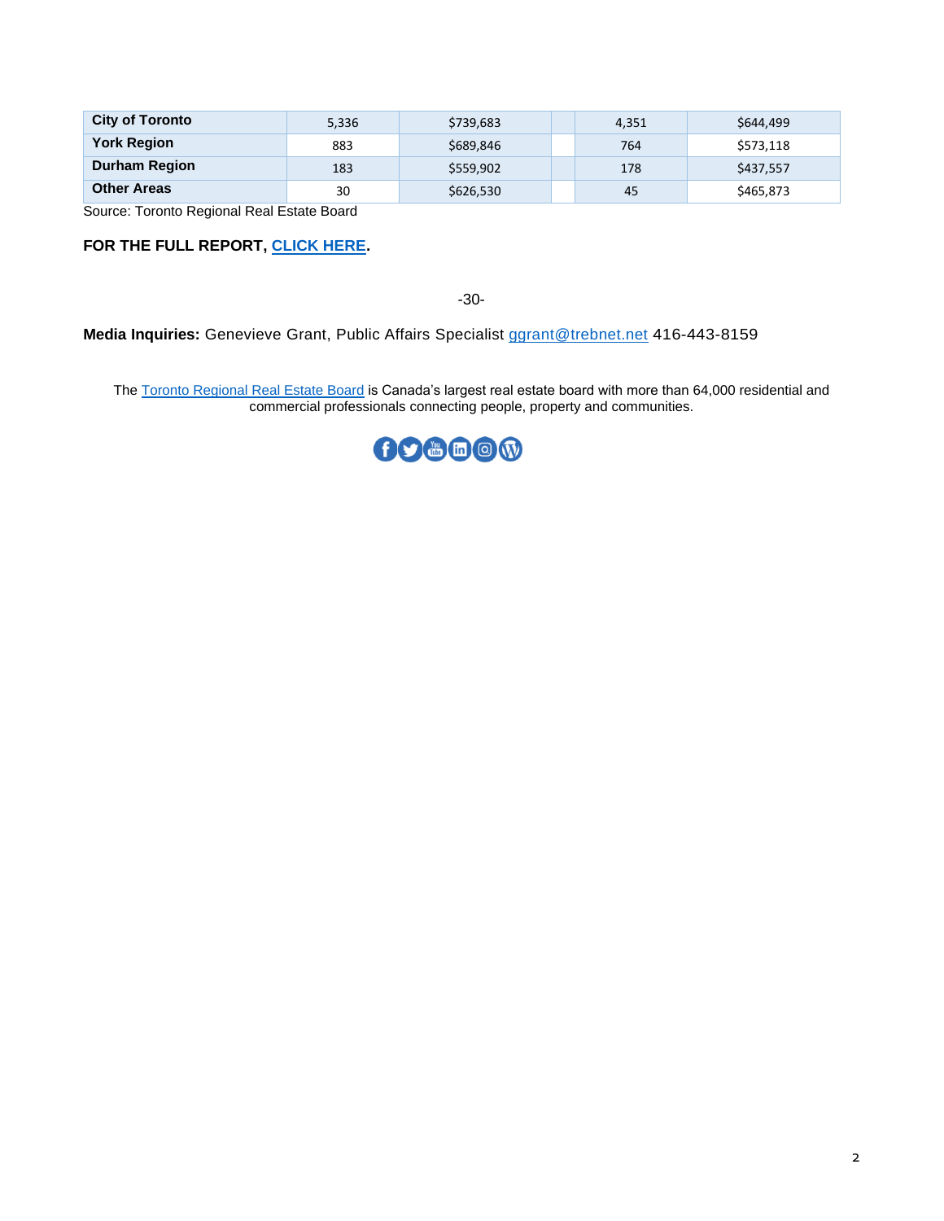| | | | | | |
|---|---|---|---|---|---|
| **City of Toronto** | 5,336 | $739,683 | | 4,351 | $644,499 |
| **York Region** | 883 | $689,846 | | 764 | $573,118 |
| **Durham Region** | 183 | $559,902 | | 178 | $437,557 |
| **Other Areas** | 30 | $626,530 | | 45 | $465,873 |

Source: Toronto Regional Real Estate Board

**FOR THE FULL REPORT, CLICK HERE.**

-30-

**Media Inquiries:** Genevieve Grant, Public Affairs Specialist ggrant@trebnet.net 416-443-8159

The Toronto Regional Real Estate Board is Canada's largest real estate board with more than 64,000 residential and commercial professionals connecting people, property and communities.